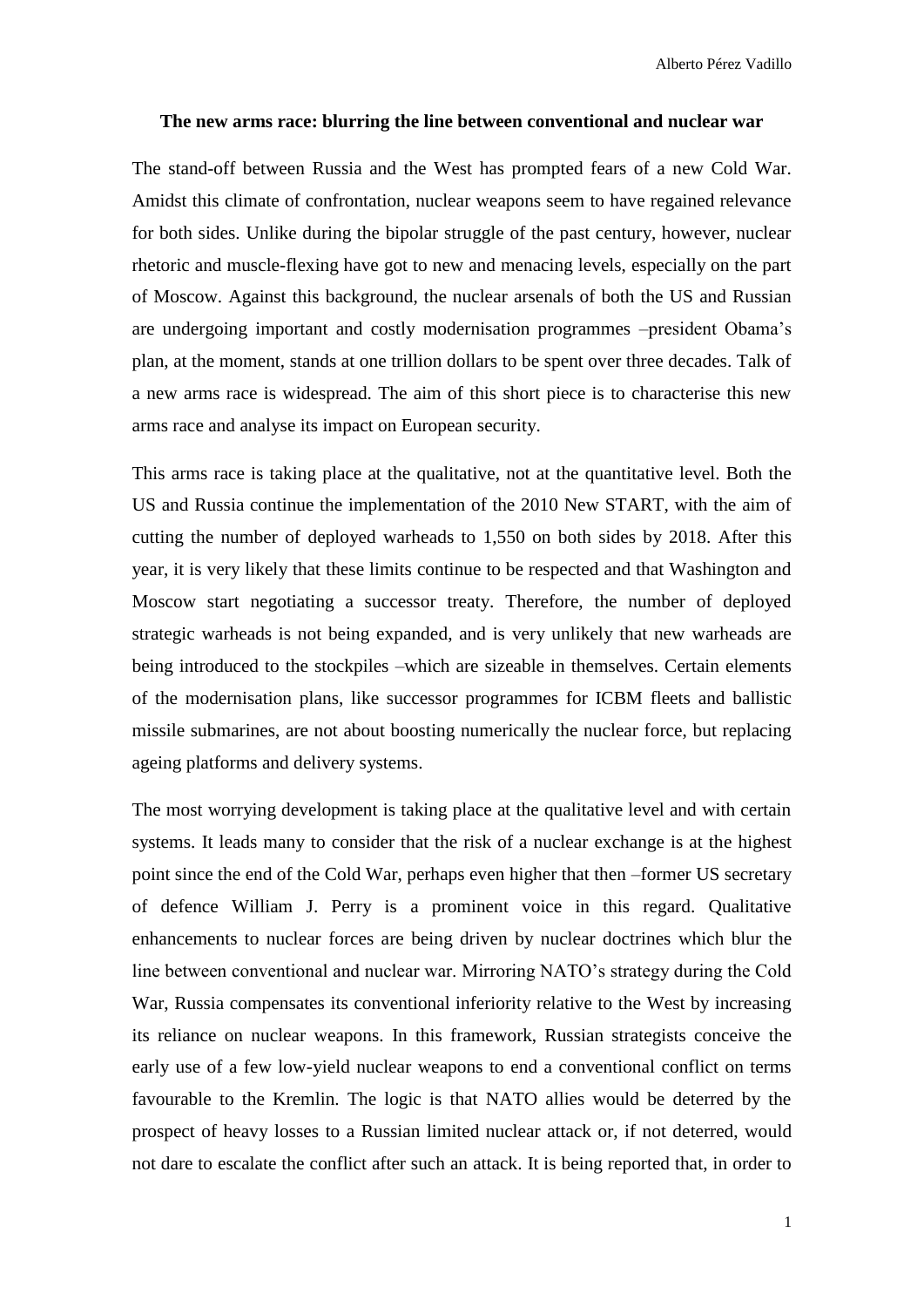**The new arms race: blurring the line between conventional and nuclear war**

The stand-off between Russia and the West has prompted fears of a new Cold War. Amidst this climate of confrontation, nuclear weapons seem to have regained relevance for both sides. Unlike during the bipolar struggle of the past century, however, nuclear rhetoric and muscle-flexing have got to new and menacing levels, especially on the part of Moscow. Against this background, the nuclear arsenals of both the US and Russian are undergoing important and costly modernisation programmes –president Obama's plan, at the moment, stands at one trillion dollars to be spent over three decades. Talk of a new arms race is widespread. The aim of this short piece is to characterise this new arms race and analyse its impact on European security.

This arms race is taking place at the qualitative, not at the quantitative level. Both the US and Russia continue the implementation of the 2010 New START, with the aim of cutting the number of deployed warheads to 1,550 on both sides by 2018. After this year, it is very likely that these limits continue to be respected and that Washington and Moscow start negotiating a successor treaty. Therefore, the number of deployed strategic warheads is not being expanded, and is very unlikely that new warheads are being introduced to the stockpiles –which are sizeable in themselves. Certain elements of the modernisation plans, like successor programmes for ICBM fleets and ballistic missile submarines, are not about boosting numerically the nuclear force, but replacing ageing platforms and delivery systems.

The most worrying development is taking place at the qualitative level and with certain systems. It leads many to consider that the risk of a nuclear exchange is at the highest point since the end of the Cold War, perhaps even higher that then –former US secretary of defence William J. Perry is a prominent voice in this regard. Qualitative enhancements to nuclear forces are being driven by nuclear doctrines which blur the line between conventional and nuclear war. Mirroring NATO's strategy during the Cold War, Russia compensates its conventional inferiority relative to the West by increasing its reliance on nuclear weapons. In this framework, Russian strategists conceive the early use of a few low-yield nuclear weapons to end a conventional conflict on terms favourable to the Kremlin. The logic is that NATO allies would be deterred by the prospect of heavy losses to a Russian limited nuclear attack or, if not deterred, would not dare to escalate the conflict after such an attack. It is being reported that, in order to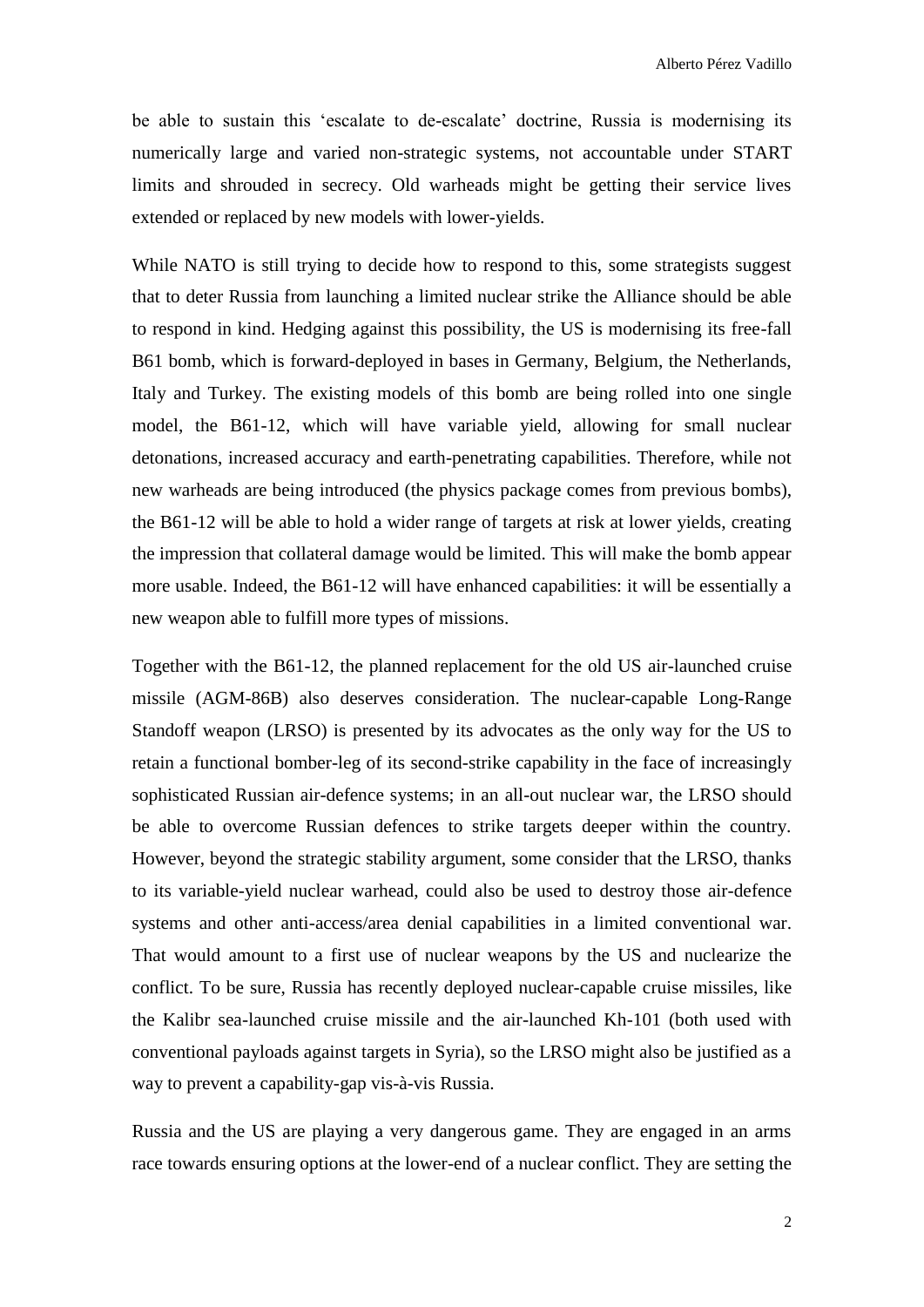be able to sustain this 'escalate to de-escalate' doctrine, Russia is modernising its numerically large and varied non-strategic systems, not accountable under START limits and shrouded in secrecy. Old warheads might be getting their service lives extended or replaced by new models with lower-yields.

While NATO is still trying to decide how to respond to this, some strategists suggest that to deter Russia from launching a limited nuclear strike the Alliance should be able to respond in kind. Hedging against this possibility, the US is modernising its free-fall B61 bomb, which is forward-deployed in bases in Germany, Belgium, the Netherlands, Italy and Turkey. The existing models of this bomb are being rolled into one single model, the B61-12, which will have variable yield, allowing for small nuclear detonations, increased accuracy and earth-penetrating capabilities. Therefore, while not new warheads are being introduced (the physics package comes from previous bombs), the B61-12 will be able to hold a wider range of targets at risk at lower yields, creating the impression that collateral damage would be limited. This will make the bomb appear more usable. Indeed, the B61-12 will have enhanced capabilities: it will be essentially a new weapon able to fulfill more types of missions.

Together with the B61-12, the planned replacement for the old US air-launched cruise missile (AGM-86B) also deserves consideration. The nuclear-capable Long-Range Standoff weapon (LRSO) is presented by its advocates as the only way for the US to retain a functional bomber-leg of its second-strike capability in the face of increasingly sophisticated Russian air-defence systems; in an all-out nuclear war, the LRSO should be able to overcome Russian defences to strike targets deeper within the country. However, beyond the strategic stability argument, some consider that the LRSO, thanks to its variable-yield nuclear warhead, could also be used to destroy those air-defence systems and other anti-access/area denial capabilities in a limited conventional war. That would amount to a first use of nuclear weapons by the US and nuclearize the conflict. To be sure, Russia has recently deployed nuclear-capable cruise missiles, like the Kalibr sea-launched cruise missile and the air-launched Kh-101 (both used with conventional payloads against targets in Syria), so the LRSO might also be justified as a way to prevent a capability-gap vis-à-vis Russia.

Russia and the US are playing a very dangerous game. They are engaged in an arms race towards ensuring options at the lower-end of a nuclear conflict. They are setting the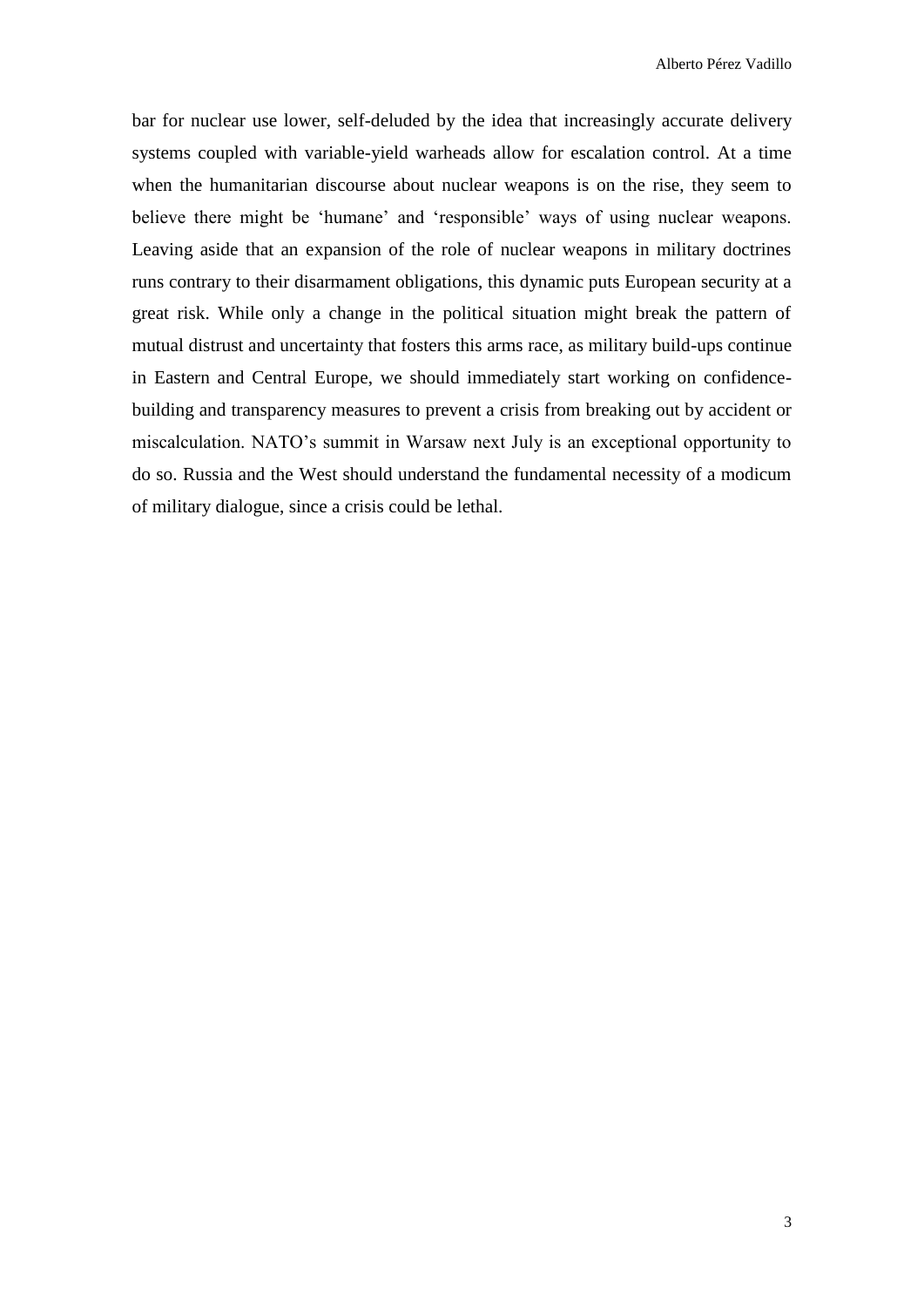bar for nuclear use lower, self-deluded by the idea that increasingly accurate delivery systems coupled with variable-yield warheads allow for escalation control. At a time when the humanitarian discourse about nuclear weapons is on the rise, they seem to believe there might be 'humane' and 'responsible' ways of using nuclear weapons. Leaving aside that an expansion of the role of nuclear weapons in military doctrines runs contrary to their disarmament obligations, this dynamic puts European security at a great risk. While only a change in the political situation might break the pattern of mutual distrust and uncertainty that fosters this arms race, as military build-ups continue in Eastern and Central Europe, we should immediately start working on confidence-building and transparency measures to prevent a crisis from breaking out by accident or miscalculation. NATO's summit in Warsaw next July is an exceptional opportunity to do so. Russia and the West should understand the fundamental necessity of a modicum of military dialogue, since a crisis could be lethal.